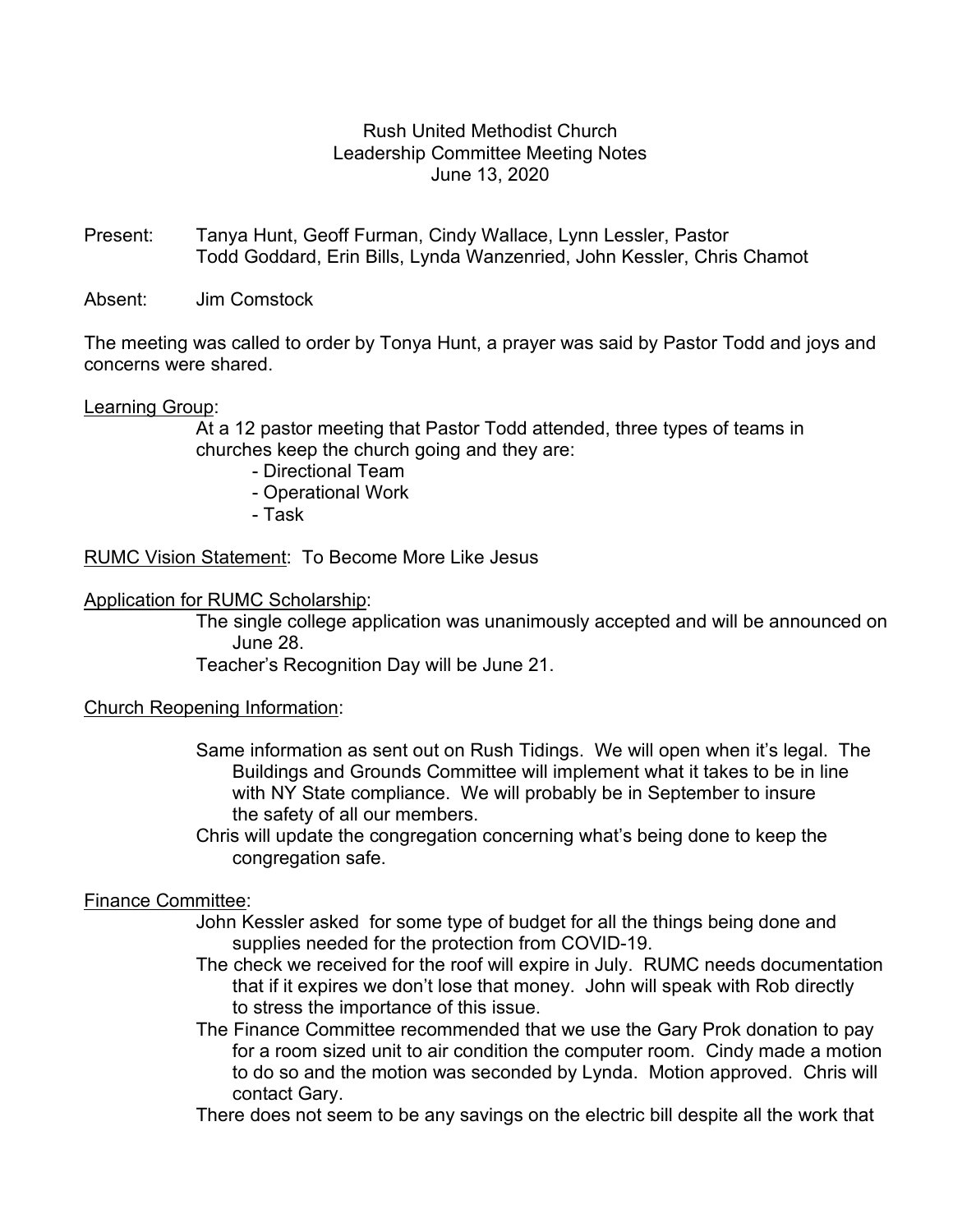Rush United Methodist Church
Leadership Committee Meeting Notes
June 13, 2020

Present: Tanya Hunt, Geoff Furman, Cindy Wallace, Lynn Lessler, Pastor Todd Goddard, Erin Bills, Lynda Wanzenried, John Kessler, Chris Chamot

Absent: Jim Comstock

The meeting was called to order by Tanya Hunt, a prayer was said by Pastor Todd and joys and concerns were shared.

Learning Group:

At a 12 pastor meeting that Pastor Todd attended, three types of teams in churches keep the church going and they are:

- Directional Team
- Operational Work
- Task

RUMC Vision Statement: To Become More Like Jesus

Application for RUMC Scholarship:

The single college application was unanimously accepted and will be announced on June 28.

Teacher's Recognition Day will be June 21.

Church Reopening Information:

Same information as sent out on Rush Tidings. We will open when it's legal. The Buildings and Grounds Committee will implement what it takes to be in line with NY State compliance. We will probably be in September to insure the safety of all our members.

Chris will update the congregation concerning what's being done to keep the congregation safe.

Finance Committee:

John Kessler asked for some type of budget for all the things being done and supplies needed for the protection from COVID-19.

The check we received for the roof will expire in July. RUMC needs documentation that if it expires we don't lose that money. John will speak with Rob directly to stress the importance of this issue.

The Finance Committee recommended that we use the Gary Prok donation to pay for a room sized unit to air condition the computer room. Cindy made a motion to do so and the motion was seconded by Lynda. Motion approved. Chris will contact Gary.

There does not seem to be any savings on the electric bill despite all the work that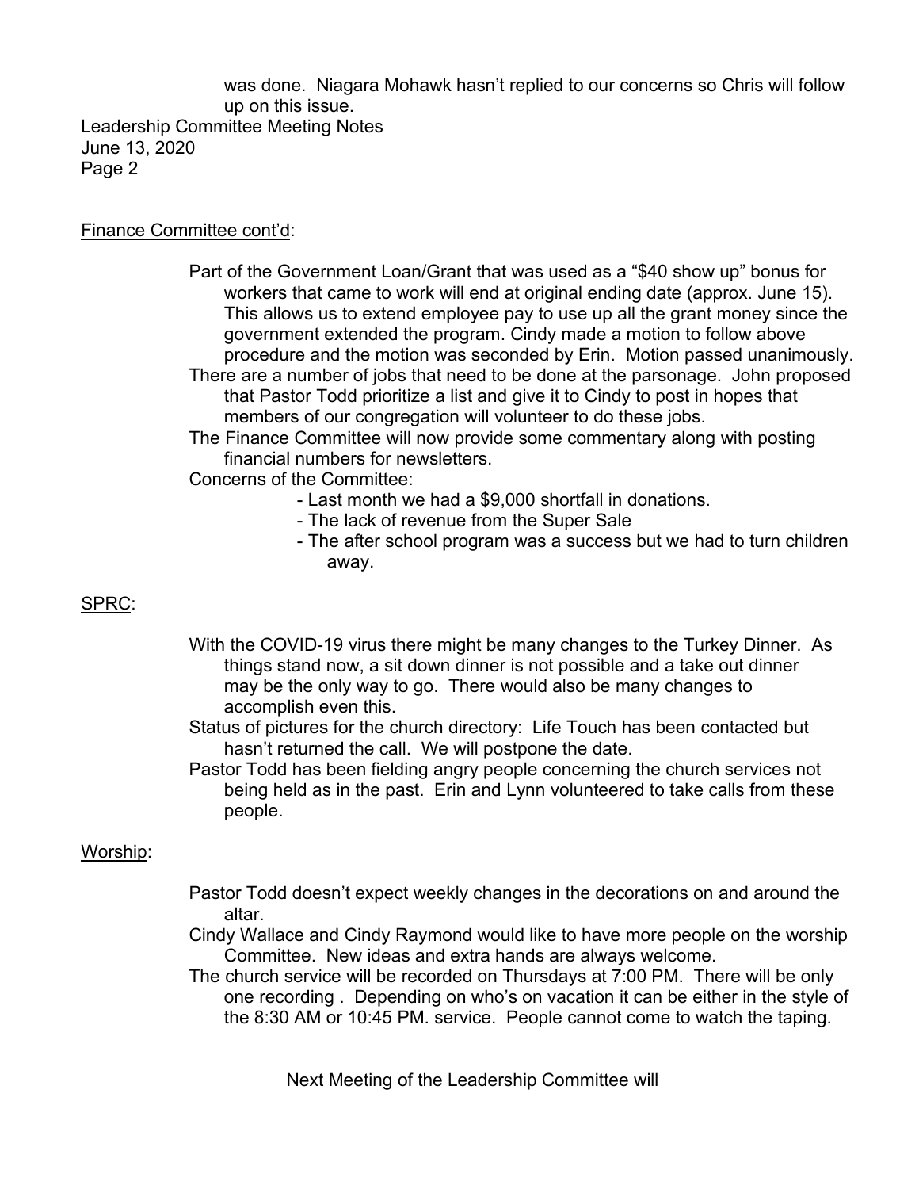was done. Niagara Mohawk hasn't replied to our concerns so Chris will follow up on this issue.

Finance Committee cont'd:

Part of the Government Loan/Grant that was used as a "$40 show up" bonus for workers that came to work will end at original ending date (approx. June 15). This allows us to extend employee pay to use up all the grant money since the government extended the program. Cindy made a motion to follow above procedure and the motion was seconded by Erin. Motion passed unanimously.

There are a number of jobs that need to be done at the parsonage. John proposed that Pastor Todd prioritize a list and give it to Cindy to post in hopes that members of our congregation will volunteer to do these jobs.

The Finance Committee will now provide some commentary along with posting financial numbers for newsletters.

Concerns of the Committee:

- Last month we had a $9,000 shortfall in donations.
- The lack of revenue from the Super Sale
- The after school program was a success but we had to turn children away.

SPRC:

With the COVID-19 virus there might be many changes to the Turkey Dinner. As things stand now, a sit down dinner is not possible and a take out dinner may be the only way to go. There would also be many changes to accomplish even this.

Status of pictures for the church directory: Life Touch has been contacted but hasn't returned the call. We will postpone the date.

Pastor Todd has been fielding angry people concerning the church services not being held as in the past. Erin and Lynn volunteered to take calls from these people.

Worship:

Pastor Todd doesn't expect weekly changes in the decorations on and around the altar.

Cindy Wallace and Cindy Raymond would like to have more people on the worship Committee. New ideas and extra hands are always welcome.

The church service will be recorded on Thursdays at 7:00 PM. There will be only one recording . Depending on who's on vacation it can be either in the style of the 8:30 AM or 10:45 PM. service. People cannot come to watch the taping.

Next Meeting of the Leadership Committee will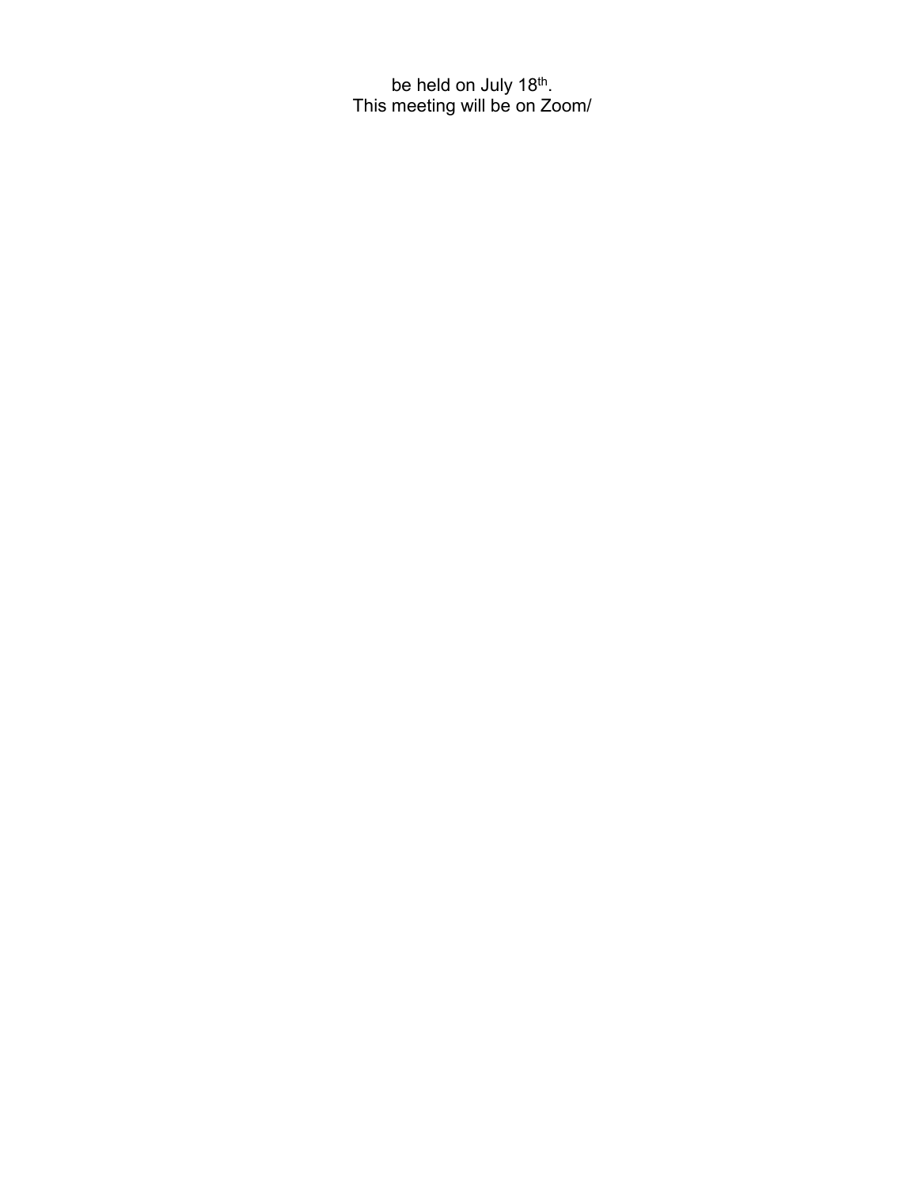be held on July 18th.
This meeting will be on Zoom/